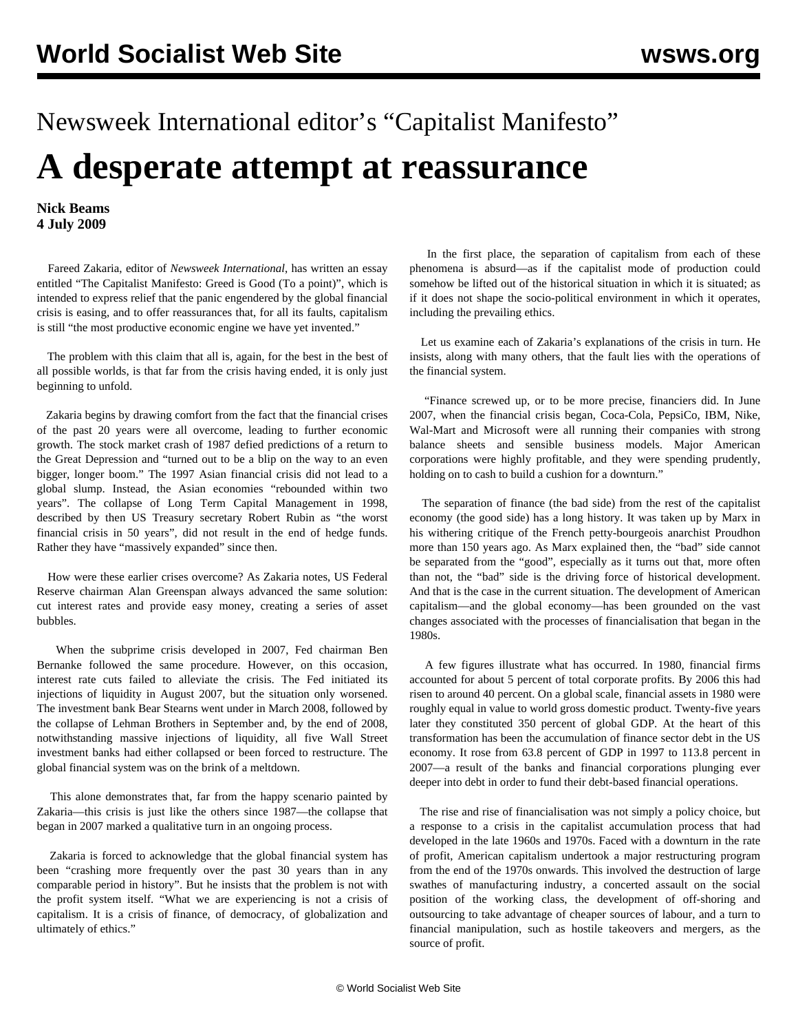# Newsweek International editor's "Capitalist Manifesto"

# A desperate attempt at reassurance

**Nick Beams**
**4 July 2009**

Fareed Zakaria, editor of *Newsweek International*, has written an essay entitled "The Capitalist Manifesto: Greed is Good (To a point)", which is intended to express relief that the panic engendered by the global financial crisis is easing, and to offer reassurances that, for all its faults, capitalism is still "the most productive economic engine we have yet invented."

The problem with this claim that all is, again, for the best in the best of all possible worlds, is that far from the crisis having ended, it is only just beginning to unfold.

Zakaria begins by drawing comfort from the fact that the financial crises of the past 20 years were all overcome, leading to further economic growth. The stock market crash of 1987 defied predictions of a return to the Great Depression and "turned out to be a blip on the way to an even bigger, longer boom." The 1997 Asian financial crisis did not lead to a global slump. Instead, the Asian economies "rebounded within two years". The collapse of Long Term Capital Management in 1998, described by then US Treasury secretary Robert Rubin as "the worst financial crisis in 50 years", did not result in the end of hedge funds. Rather they have "massively expanded" since then.

How were these earlier crises overcome? As Zakaria notes, US Federal Reserve chairman Alan Greenspan always advanced the same solution: cut interest rates and provide easy money, creating a series of asset bubbles.

When the subprime crisis developed in 2007, Fed chairman Ben Bernanke followed the same procedure. However, on this occasion, interest rate cuts failed to alleviate the crisis. The Fed initiated its injections of liquidity in August 2007, but the situation only worsened. The investment bank Bear Stearns went under in March 2008, followed by the collapse of Lehman Brothers in September and, by the end of 2008, notwithstanding massive injections of liquidity, all five Wall Street investment banks had either collapsed or been forced to restructure. The global financial system was on the brink of a meltdown.

This alone demonstrates that, far from the happy scenario painted by Zakaria—this crisis is just like the others since 1987—the collapse that began in 2007 marked a qualitative turn in an ongoing process.

Zakaria is forced to acknowledge that the global financial system has been "crashing more frequently over the past 30 years than in any comparable period in history". But he insists that the problem is not with the profit system itself. "What we are experiencing is not a crisis of capitalism. It is a crisis of finance, of democracy, of globalization and ultimately of ethics."

In the first place, the separation of capitalism from each of these phenomena is absurd—as if the capitalist mode of production could somehow be lifted out of the historical situation in which it is situated; as if it does not shape the socio-political environment in which it operates, including the prevailing ethics.

Let us examine each of Zakaria's explanations of the crisis in turn. He insists, along with many others, that the fault lies with the operations of the financial system.

"Finance screwed up, or to be more precise, financiers did. In June 2007, when the financial crisis began, Coca-Cola, PepsiCo, IBM, Nike, Wal-Mart and Microsoft were all running their companies with strong balance sheets and sensible business models. Major American corporations were highly profitable, and they were spending prudently, holding on to cash to build a cushion for a downturn."

The separation of finance (the bad side) from the rest of the capitalist economy (the good side) has a long history. It was taken up by Marx in his withering critique of the French petty-bourgeois anarchist Proudhon more than 150 years ago. As Marx explained then, the "bad" side cannot be separated from the "good", especially as it turns out that, more often than not, the "bad" side is the driving force of historical development. And that is the case in the current situation. The development of American capitalism—and the global economy—has been grounded on the vast changes associated with the processes of financialisation that began in the 1980s.

A few figures illustrate what has occurred. In 1980, financial firms accounted for about 5 percent of total corporate profits. By 2006 this had risen to around 40 percent. On a global scale, financial assets in 1980 were roughly equal in value to world gross domestic product. Twenty-five years later they constituted 350 percent of global GDP. At the heart of this transformation has been the accumulation of finance sector debt in the US economy. It rose from 63.8 percent of GDP in 1997 to 113.8 percent in 2007—a result of the banks and financial corporations plunging ever deeper into debt in order to fund their debt-based financial operations.

The rise and rise of financialisation was not simply a policy choice, but a response to a crisis in the capitalist accumulation process that had developed in the late 1960s and 1970s. Faced with a downturn in the rate of profit, American capitalism undertook a major restructuring program from the end of the 1970s onwards. This involved the destruction of large swathes of manufacturing industry, a concerted assault on the social position of the working class, the development of off-shoring and outsourcing to take advantage of cheaper sources of labour, and a turn to financial manipulation, such as hostile takeovers and mergers, as the source of profit.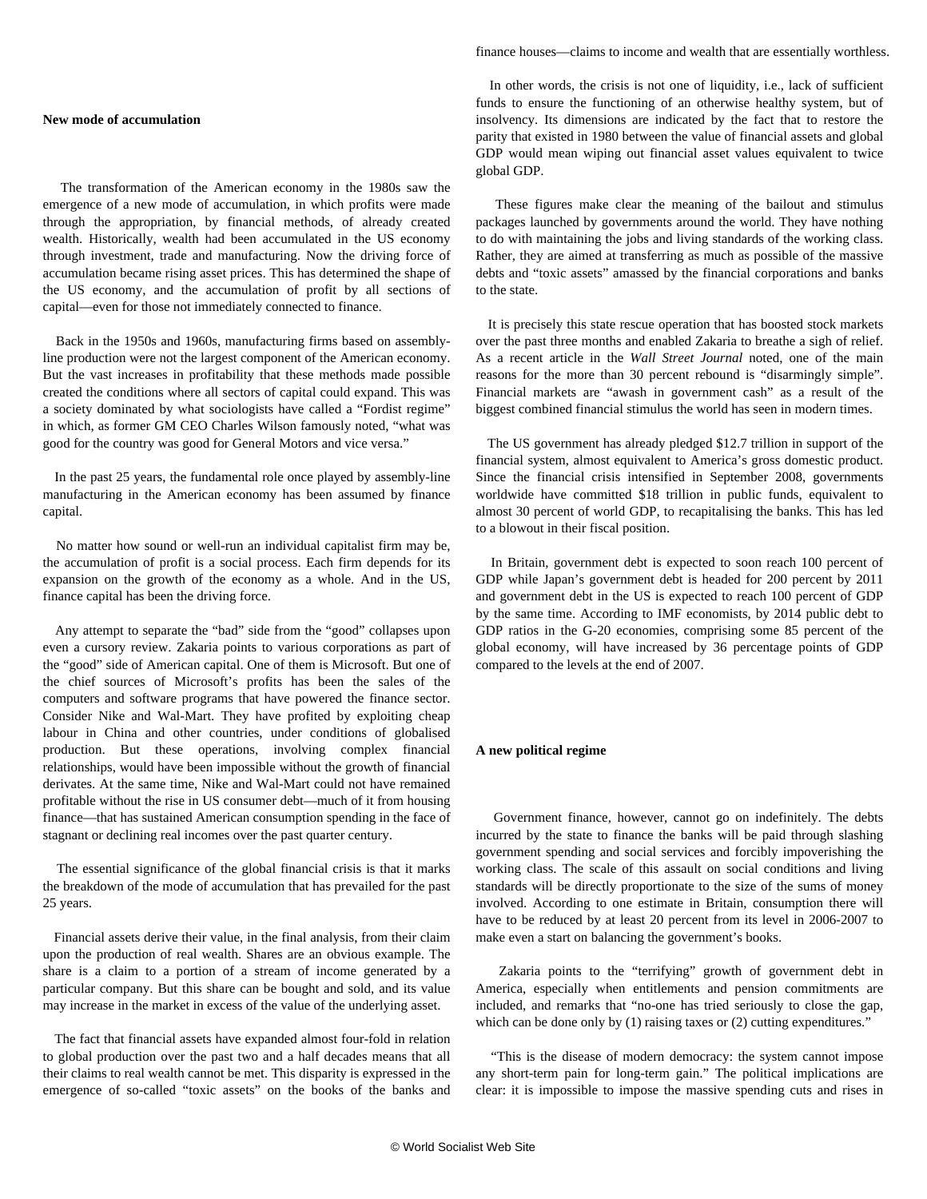**New mode of accumulation**

The transformation of the American economy in the 1980s saw the emergence of a new mode of accumulation, in which profits were made through the appropriation, by financial methods, of already created wealth. Historically, wealth had been accumulated in the US economy through investment, trade and manufacturing. Now the driving force of accumulation became rising asset prices. This has determined the shape of the US economy, and the accumulation of profit by all sections of capital—even for those not immediately connected to finance.

Back in the 1950s and 1960s, manufacturing firms based on assembly-line production were not the largest component of the American economy. But the vast increases in profitability that these methods made possible created the conditions where all sectors of capital could expand. This was a society dominated by what sociologists have called a "Fordist regime" in which, as former GM CEO Charles Wilson famously noted, "what was good for the country was good for General Motors and vice versa."

In the past 25 years, the fundamental role once played by assembly-line manufacturing in the American economy has been assumed by finance capital.

No matter how sound or well-run an individual capitalist firm may be, the accumulation of profit is a social process. Each firm depends for its expansion on the growth of the economy as a whole. And in the US, finance capital has been the driving force.

Any attempt to separate the "bad" side from the "good" collapses upon even a cursory review. Zakaria points to various corporations as part of the "good" side of American capital. One of them is Microsoft. But one of the chief sources of Microsoft's profits has been the sales of the computers and software programs that have powered the finance sector. Consider Nike and Wal-Mart. They have profited by exploiting cheap labour in China and other countries, under conditions of globalised production. But these operations, involving complex financial relationships, would have been impossible without the growth of financial derivates. At the same time, Nike and Wal-Mart could not have remained profitable without the rise in US consumer debt—much of it from housing finance—that has sustained American consumption spending in the face of stagnant or declining real incomes over the past quarter century.

The essential significance of the global financial crisis is that it marks the breakdown of the mode of accumulation that has prevailed for the past 25 years.

Financial assets derive their value, in the final analysis, from their claim upon the production of real wealth. Shares are an obvious example. The share is a claim to a portion of a stream of income generated by a particular company. But this share can be bought and sold, and its value may increase in the market in excess of the value of the underlying asset.

The fact that financial assets have expanded almost four-fold in relation to global production over the past two and a half decades means that all their claims to real wealth cannot be met. This disparity is expressed in the emergence of so-called "toxic assets" on the books of the banks and finance houses—claims to income and wealth that are essentially worthless.

In other words, the crisis is not one of liquidity, i.e., lack of sufficient funds to ensure the functioning of an otherwise healthy system, but of insolvency. Its dimensions are indicated by the fact that to restore the parity that existed in 1980 between the value of financial assets and global GDP would mean wiping out financial asset values equivalent to twice global GDP.

These figures make clear the meaning of the bailout and stimulus packages launched by governments around the world. They have nothing to do with maintaining the jobs and living standards of the working class. Rather, they are aimed at transferring as much as possible of the massive debts and "toxic assets" amassed by the financial corporations and banks to the state.

It is precisely this state rescue operation that has boosted stock markets over the past three months and enabled Zakaria to breathe a sigh of relief. As a recent article in the *Wall Street Journal* noted, one of the main reasons for the more than 30 percent rebound is "disarmingly simple". Financial markets are "awash in government cash" as a result of the biggest combined financial stimulus the world has seen in modern times.

The US government has already pledged $12.7 trillion in support of the financial system, almost equivalent to America's gross domestic product. Since the financial crisis intensified in September 2008, governments worldwide have committed $18 trillion in public funds, equivalent to almost 30 percent of world GDP, to recapitalising the banks. This has led to a blowout in their fiscal position.

In Britain, government debt is expected to soon reach 100 percent of GDP while Japan's government debt is headed for 200 percent by 2011 and government debt in the US is expected to reach 100 percent of GDP by the same time. According to IMF economists, by 2014 public debt to GDP ratios in the G-20 economies, comprising some 85 percent of the global economy, will have increased by 36 percentage points of GDP compared to the levels at the end of 2007.

**A new political regime**

Government finance, however, cannot go on indefinitely. The debts incurred by the state to finance the banks will be paid through slashing government spending and social services and forcibly impoverishing the working class. The scale of this assault on social conditions and living standards will be directly proportionate to the size of the sums of money involved. According to one estimate in Britain, consumption there will have to be reduced by at least 20 percent from its level in 2006-2007 to make even a start on balancing the government's books.

Zakaria points to the "terrifying" growth of government debt in America, especially when entitlements and pension commitments are included, and remarks that "no-one has tried seriously to close the gap, which can be done only by (1) raising taxes or (2) cutting expenditures."

"This is the disease of modern democracy: the system cannot impose any short-term pain for long-term gain." The political implications are clear: it is impossible to impose the massive spending cuts and rises in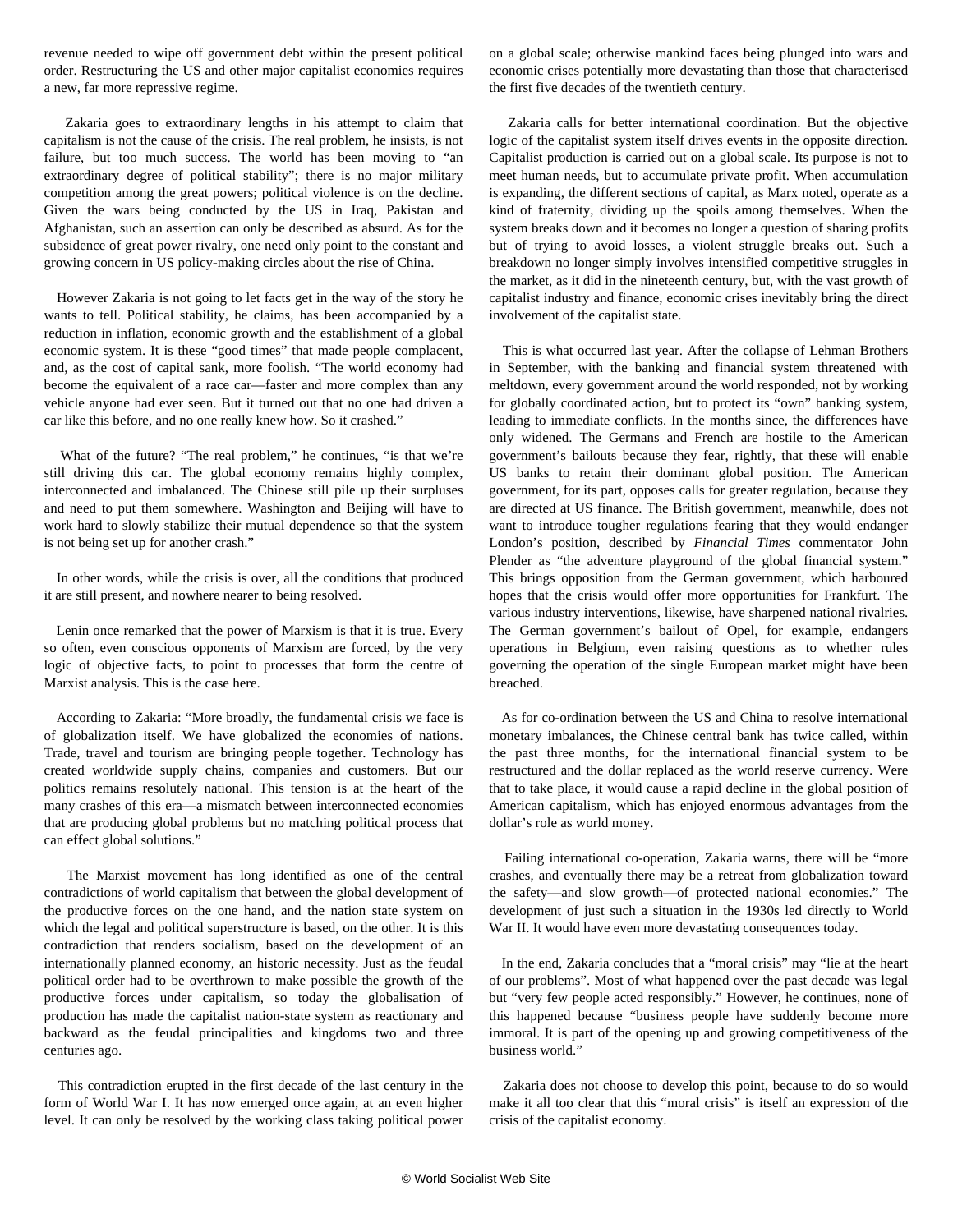revenue needed to wipe off government debt within the present political order. Restructuring the US and other major capitalist economies requires a new, far more repressive regime.

Zakaria goes to extraordinary lengths in his attempt to claim that capitalism is not the cause of the crisis. The real problem, he insists, is not failure, but too much success. The world has been moving to "an extraordinary degree of political stability"; there is no major military competition among the great powers; political violence is on the decline. Given the wars being conducted by the US in Iraq, Pakistan and Afghanistan, such an assertion can only be described as absurd. As for the subsidence of great power rivalry, one need only point to the constant and growing concern in US policy-making circles about the rise of China.

However Zakaria is not going to let facts get in the way of the story he wants to tell. Political stability, he claims, has been accompanied by a reduction in inflation, economic growth and the establishment of a global economic system. It is these "good times" that made people complacent, and, as the cost of capital sank, more foolish. "The world economy had become the equivalent of a race car—faster and more complex than any vehicle anyone had ever seen. But it turned out that no one had driven a car like this before, and no one really knew how. So it crashed."

What of the future? "The real problem," he continues, "is that we're still driving this car. The global economy remains highly complex, interconnected and imbalanced. The Chinese still pile up their surpluses and need to put them somewhere. Washington and Beijing will have to work hard to slowly stabilize their mutual dependence so that the system is not being set up for another crash."

In other words, while the crisis is over, all the conditions that produced it are still present, and nowhere nearer to being resolved.

Lenin once remarked that the power of Marxism is that it is true. Every so often, even conscious opponents of Marxism are forced, by the very logic of objective facts, to point to processes that form the centre of Marxist analysis. This is the case here.

According to Zakaria: "More broadly, the fundamental crisis we face is of globalization itself. We have globalized the economies of nations. Trade, travel and tourism are bringing people together. Technology has created worldwide supply chains, companies and customers. But our politics remains resolutely national. This tension is at the heart of the many crashes of this era—a mismatch between interconnected economies that are producing global problems but no matching political process that can effect global solutions."

The Marxist movement has long identified as one of the central contradictions of world capitalism that between the global development of the productive forces on the one hand, and the nation state system on which the legal and political superstructure is based, on the other. It is this contradiction that renders socialism, based on the development of an internationally planned economy, an historic necessity. Just as the feudal political order had to be overthrown to make possible the growth of the productive forces under capitalism, so today the globalisation of production has made the capitalist nation-state system as reactionary and backward as the feudal principalities and kingdoms two and three centuries ago.

This contradiction erupted in the first decade of the last century in the form of World War I. It has now emerged once again, at an even higher level. It can only be resolved by the working class taking political power on a global scale; otherwise mankind faces being plunged into wars and economic crises potentially more devastating than those that characterised the first five decades of the twentieth century.

Zakaria calls for better international coordination. But the objective logic of the capitalist system itself drives events in the opposite direction. Capitalist production is carried out on a global scale. Its purpose is not to meet human needs, but to accumulate private profit. When accumulation is expanding, the different sections of capital, as Marx noted, operate as a kind of fraternity, dividing up the spoils among themselves. When the system breaks down and it becomes no longer a question of sharing profits but of trying to avoid losses, a violent struggle breaks out. Such a breakdown no longer simply involves intensified competitive struggles in the market, as it did in the nineteenth century, but, with the vast growth of capitalist industry and finance, economic crises inevitably bring the direct involvement of the capitalist state.

This is what occurred last year. After the collapse of Lehman Brothers in September, with the banking and financial system threatened with meltdown, every government around the world responded, not by working for globally coordinated action, but to protect its "own" banking system, leading to immediate conflicts. In the months since, the differences have only widened. The Germans and French are hostile to the American government's bailouts because they fear, rightly, that these will enable US banks to retain their dominant global position. The American government, for its part, opposes calls for greater regulation, because they are directed at US finance. The British government, meanwhile, does not want to introduce tougher regulations fearing that they would endanger London's position, described by *Financial Times* commentator John Plender as "the adventure playground of the global financial system." This brings opposition from the German government, which harboured hopes that the crisis would offer more opportunities for Frankfurt. The various industry interventions, likewise, have sharpened national rivalries. The German government's bailout of Opel, for example, endangers operations in Belgium, even raising questions as to whether rules governing the operation of the single European market might have been breached.

As for co-ordination between the US and China to resolve international monetary imbalances, the Chinese central bank has twice called, within the past three months, for the international financial system to be restructured and the dollar replaced as the world reserve currency. Were that to take place, it would cause a rapid decline in the global position of American capitalism, which has enjoyed enormous advantages from the dollar's role as world money.

Failing international co-operation, Zakaria warns, there will be "more crashes, and eventually there may be a retreat from globalization toward the safety—and slow growth—of protected national economies." The development of just such a situation in the 1930s led directly to World War II. It would have even more devastating consequences today.

In the end, Zakaria concludes that a "moral crisis" may "lie at the heart of our problems". Most of what happened over the past decade was legal but "very few people acted responsibly." However, he continues, none of this happened because "business people have suddenly become more immoral. It is part of the opening up and growing competitiveness of the business world."

Zakaria does not choose to develop this point, because to do so would make it all too clear that this "moral crisis" is itself an expression of the crisis of the capitalist economy.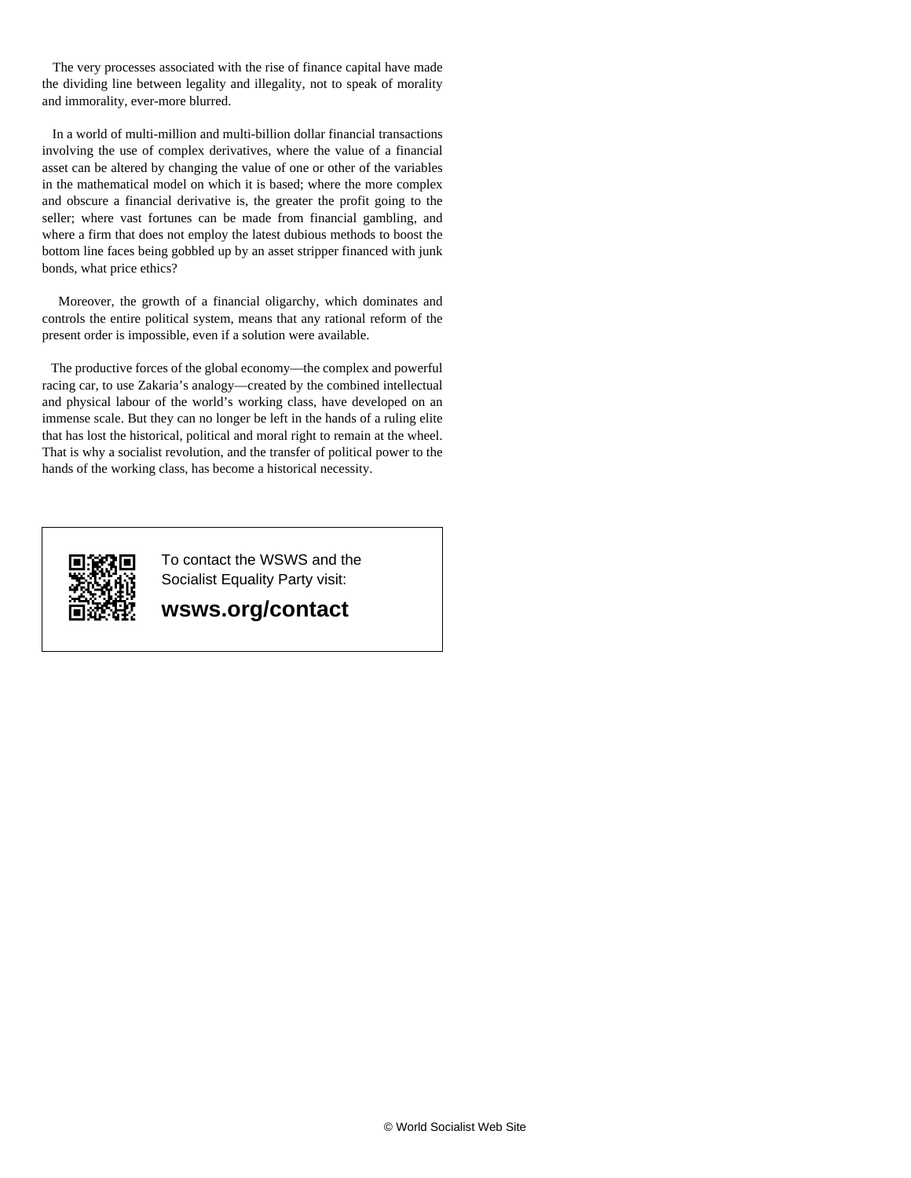The very processes associated with the rise of finance capital have made the dividing line between legality and illegality, not to speak of morality and immorality, ever-more blurred.

In a world of multi-million and multi-billion dollar financial transactions involving the use of complex derivatives, where the value of a financial asset can be altered by changing the value of one or other of the variables in the mathematical model on which it is based; where the more complex and obscure a financial derivative is, the greater the profit going to the seller; where vast fortunes can be made from financial gambling, and where a firm that does not employ the latest dubious methods to boost the bottom line faces being gobbled up by an asset stripper financed with junk bonds, what price ethics?

Moreover, the growth of a financial oligarchy, which dominates and controls the entire political system, means that any rational reform of the present order is impossible, even if a solution were available.

The productive forces of the global economy—the complex and powerful racing car, to use Zakaria's analogy—created by the combined intellectual and physical labour of the world's working class, have developed on an immense scale. But they can no longer be left in the hands of a ruling elite that has lost the historical, political and moral right to remain at the wheel. That is why a socialist revolution, and the transfer of political power to the hands of the working class, has become a historical necessity.

To contact the WSWS and the Socialist Equality Party visit:

**wsws.org/contact**